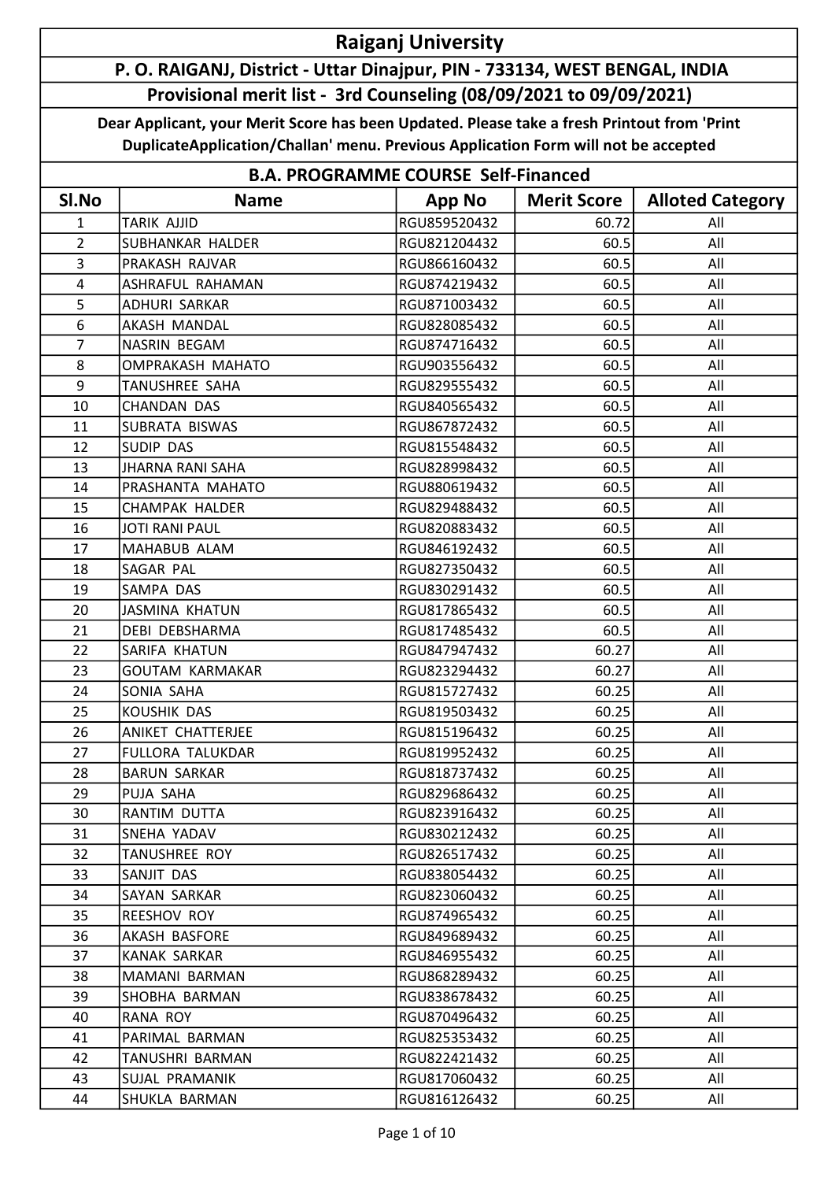# Raiganj University

## P. O. RAIGANJ, District - Uttar Dinajpur, PIN - 733134, WEST BENGAL, INDIA

### Provisional merit list - 3rd Counseling (08/09/2021 to 09/09/2021)

**Dear Applicant, your Merit Score has been Updated. Please take a fresh Printout from 'Print DuplicateApplication/Challan' menu. Previous Application Form will not be accepted**

### B.A. PROGRAMME COURSE Self-Financed

| Sl.No | Name | App No | Merit Score | Alloted Category |
|---|---|---|---|---|
| 1 | TARIK AJJID | RGU859520432 | 60.72 | All |
| 2 | SUBHANKAR HALDER | RGU821204432 | 60.5 | All |
| 3 | PRAKASH RAJVAR | RGU866160432 | 60.5 | All |
| 4 | ASHRAFUL RAHAMAN | RGU874219432 | 60.5 | All |
| 5 | ADHURI SARKAR | RGU871003432 | 60.5 | All |
| 6 | AKASH MANDAL | RGU828085432 | 60.5 | All |
| 7 | NASRIN BEGAM | RGU874716432 | 60.5 | All |
| 8 | OMPRAKASH MAHATO | RGU903556432 | 60.5 | All |
| 9 | TANUSHREE SAHA | RGU829555432 | 60.5 | All |
| 10 | CHANDAN DAS | RGU840565432 | 60.5 | All |
| 11 | SUBRATA BISWAS | RGU867872432 | 60.5 | All |
| 12 | SUDIP DAS | RGU815548432 | 60.5 | All |
| 13 | JHARNA RANI SAHA | RGU828998432 | 60.5 | All |
| 14 | PRASHANTA MAHATO | RGU880619432 | 60.5 | All |
| 15 | CHAMPAK HALDER | RGU829488432 | 60.5 | All |
| 16 | JOTI RANI PAUL | RGU820883432 | 60.5 | All |
| 17 | MAHABUB ALAM | RGU846192432 | 60.5 | All |
| 18 | SAGAR PAL | RGU827350432 | 60.5 | All |
| 19 | SAMPA DAS | RGU830291432 | 60.5 | All |
| 20 | JASMINA KHATUN | RGU817865432 | 60.5 | All |
| 21 | DEBI DEBSHARMA | RGU817485432 | 60.5 | All |
| 22 | SARIFA KHATUN | RGU847947432 | 60.27 | All |
| 23 | GOUTAM KARMAKAR | RGU823294432 | 60.27 | All |
| 24 | SONIA SAHA | RGU815727432 | 60.25 | All |
| 25 | KOUSHIK DAS | RGU819503432 | 60.25 | All |
| 26 | ANIKET CHATTERJEE | RGU815196432 | 60.25 | All |
| 27 | FULLORA TALUKDAR | RGU819952432 | 60.25 | All |
| 28 | BARUN SARKAR | RGU818737432 | 60.25 | All |
| 29 | PUJA SAHA | RGU829686432 | 60.25 | All |
| 30 | RANTIM DUTTA | RGU823916432 | 60.25 | All |
| 31 | SNEHA YADAV | RGU830212432 | 60.25 | All |
| 32 | TANUSHREE ROY | RGU826517432 | 60.25 | All |
| 33 | SANJIT DAS | RGU838054432 | 60.25 | All |
| 34 | SAYAN SARKAR | RGU823060432 | 60.25 | All |
| 35 | REESHOV ROY | RGU874965432 | 60.25 | All |
| 36 | AKASH BASFORE | RGU849689432 | 60.25 | All |
| 37 | KANAK SARKAR | RGU846955432 | 60.25 | All |
| 38 | MAMANI BARMAN | RGU868289432 | 60.25 | All |
| 39 | SHOBHA BARMAN | RGU838678432 | 60.25 | All |
| 40 | RANA ROY | RGU870496432 | 60.25 | All |
| 41 | PARIMAL BARMAN | RGU825353432 | 60.25 | All |
| 42 | TANUSHRI BARMAN | RGU822421432 | 60.25 | All |
| 43 | SUJAL PRAMANIK | RGU817060432 | 60.25 | All |
| 44 | SHUKLA BARMAN | RGU816126432 | 60.25 | All |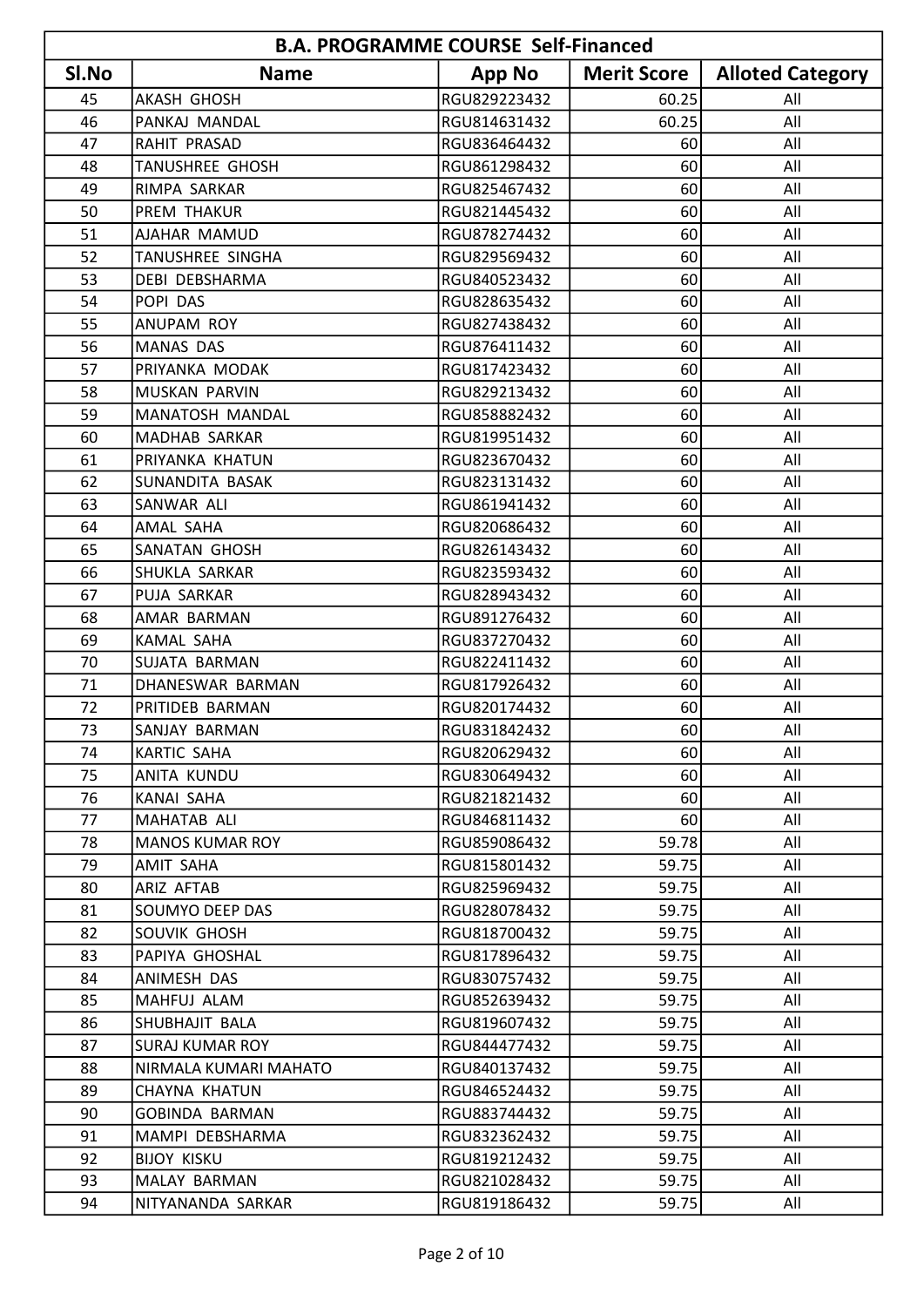| B.A. PROGRAMME COURSE Self-Financed | | | | |
|---|---|---|---|---|
| Sl.No | Name | App No | Merit Score | Alloted Category |
| 45 | AKASH GHOSH | RGU829223432 | 60.25 | All |
| 46 | PANKAJ MANDAL | RGU814631432 | 60.25 | All |
| 47 | RAHIT PRASAD | RGU836464432 | 60 | All |
| 48 | TANUSHREE GHOSH | RGU861298432 | 60 | All |
| 49 | RIMPA SARKAR | RGU825467432 | 60 | All |
| 50 | PREM THAKUR | RGU821445432 | 60 | All |
| 51 | AJAHAR MAMUD | RGU878274432 | 60 | All |
| 52 | TANUSHREE SINGHA | RGU829569432 | 60 | All |
| 53 | DEBI DEBSHARMA | RGU840523432 | 60 | All |
| 54 | POPI DAS | RGU828635432 | 60 | All |
| 55 | ANUPAM ROY | RGU827438432 | 60 | All |
| 56 | MANAS DAS | RGU876411432 | 60 | All |
| 57 | PRIYANKA MODAK | RGU817423432 | 60 | All |
| 58 | MUSKAN PARVIN | RGU829213432 | 60 | All |
| 59 | MANATOSH MANDAL | RGU858882432 | 60 | All |
| 60 | MADHAB SARKAR | RGU819951432 | 60 | All |
| 61 | PRIYANKA KHATUN | RGU823670432 | 60 | All |
| 62 | SUNANDITA BASAK | RGU823131432 | 60 | All |
| 63 | SANWAR ALI | RGU861941432 | 60 | All |
| 64 | AMAL SAHA | RGU820686432 | 60 | All |
| 65 | SANATAN GHOSH | RGU826143432 | 60 | All |
| 66 | SHUKLA SARKAR | RGU823593432 | 60 | All |
| 67 | PUJA SARKAR | RGU828943432 | 60 | All |
| 68 | AMAR BARMAN | RGU891276432 | 60 | All |
| 69 | KAMAL SAHA | RGU837270432 | 60 | All |
| 70 | SUJATA BARMAN | RGU822411432 | 60 | All |
| 71 | DHANESWAR BARMAN | RGU817926432 | 60 | All |
| 72 | PRITIDEB BARMAN | RGU820174432 | 60 | All |
| 73 | SANJAY BARMAN | RGU831842432 | 60 | All |
| 74 | KARTIC SAHA | RGU820629432 | 60 | All |
| 75 | ANITA KUNDU | RGU830649432 | 60 | All |
| 76 | KANAI SAHA | RGU821821432 | 60 | All |
| 77 | MAHATAB ALI | RGU846811432 | 60 | All |
| 78 | MANOS KUMAR ROY | RGU859086432 | 59.78 | All |
| 79 | AMIT SAHA | RGU815801432 | 59.75 | All |
| 80 | ARIZ AFTAB | RGU825969432 | 59.75 | All |
| 81 | SOUMYO DEEP DAS | RGU828078432 | 59.75 | All |
| 82 | SOUVIK GHOSH | RGU818700432 | 59.75 | All |
| 83 | PAPIYA GHOSHAL | RGU817896432 | 59.75 | All |
| 84 | ANIMESH DAS | RGU830757432 | 59.75 | All |
| 85 | MAHFUJ ALAM | RGU852639432 | 59.75 | All |
| 86 | SHUBHAJIT BALA | RGU819607432 | 59.75 | All |
| 87 | SURAJ KUMAR ROY | RGU844477432 | 59.75 | All |
| 88 | NIRMALA KUMARI MAHATO | RGU840137432 | 59.75 | All |
| 89 | CHAYNA KHATUN | RGU846524432 | 59.75 | All |
| 90 | GOBINDA BARMAN | RGU883744432 | 59.75 | All |
| 91 | MAMPI DEBSHARMA | RGU832362432 | 59.75 | All |
| 92 | BIJOY KISKU | RGU819212432 | 59.75 | All |
| 93 | MALAY BARMAN | RGU821028432 | 59.75 | All |
| 94 | NITYANANDA SARKAR | RGU819186432 | 59.75 | All |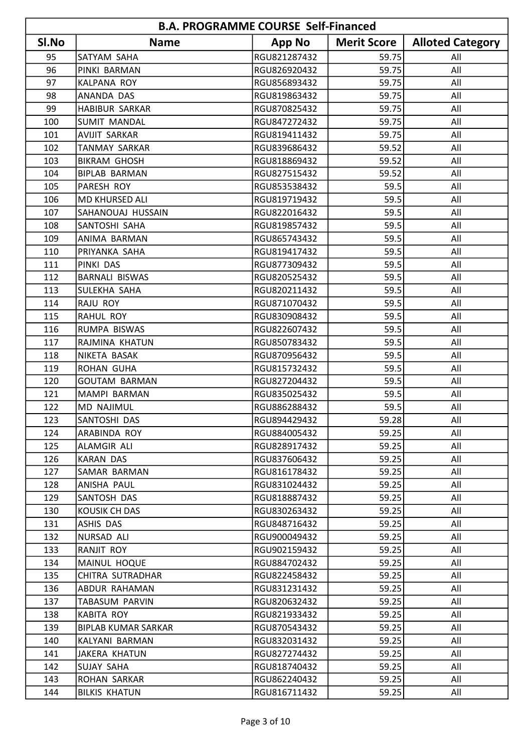| B.A. PROGRAMME COURSE Self-Financed | | | | |
|---|---|---|---|---|
| Sl.No | Name | App No | Merit Score | Alloted Category |
| 95 | SATYAM SAHA | RGU821287432 | 59.75 | All |
| 96 | PINKI BARMAN | RGU826920432 | 59.75 | All |
| 97 | KALPANA ROY | RGU856893432 | 59.75 | All |
| 98 | ANANDA DAS | RGU819863432 | 59.75 | All |
| 99 | HABIBUR SARKAR | RGU870825432 | 59.75 | All |
| 100 | SUMIT MANDAL | RGU847272432 | 59.75 | All |
| 101 | AVIJIT SARKAR | RGU819411432 | 59.75 | All |
| 102 | TANMAY SARKAR | RGU839686432 | 59.52 | All |
| 103 | BIKRAM GHOSH | RGU818869432 | 59.52 | All |
| 104 | BIPLAB BARMAN | RGU827515432 | 59.52 | All |
| 105 | PARESH ROY | RGU853538432 | 59.5 | All |
| 106 | MD KHURSED ALI | RGU819719432 | 59.5 | All |
| 107 | SAHANOUAJ HUSSAIN | RGU822016432 | 59.5 | All |
| 108 | SANTOSHI SAHA | RGU819857432 | 59.5 | All |
| 109 | ANIMA BARMAN | RGU865743432 | 59.5 | All |
| 110 | PRIYANKA SAHA | RGU819417432 | 59.5 | All |
| 111 | PINKI DAS | RGU877309432 | 59.5 | All |
| 112 | BARNALI BISWAS | RGU820525432 | 59.5 | All |
| 113 | SULEKHA SAHA | RGU820211432 | 59.5 | All |
| 114 | RAJU ROY | RGU871070432 | 59.5 | All |
| 115 | RAHUL ROY | RGU830908432 | 59.5 | All |
| 116 | RUMPA BISWAS | RGU822607432 | 59.5 | All |
| 117 | RAJMINA KHATUN | RGU850783432 | 59.5 | All |
| 118 | NIKETA BASAK | RGU870956432 | 59.5 | All |
| 119 | ROHAN GUHA | RGU815732432 | 59.5 | All |
| 120 | GOUTAM BARMAN | RGU827204432 | 59.5 | All |
| 121 | MAMPI BARMAN | RGU835025432 | 59.5 | All |
| 122 | MD NAJIMUL | RGU886288432 | 59.5 | All |
| 123 | SANTOSHI DAS | RGU894429432 | 59.28 | All |
| 124 | ARABINDA ROY | RGU884005432 | 59.25 | All |
| 125 | ALAMGIR ALI | RGU828917432 | 59.25 | All |
| 126 | KARAN DAS | RGU837606432 | 59.25 | All |
| 127 | SAMAR BARMAN | RGU816178432 | 59.25 | All |
| 128 | ANISHA PAUL | RGU831024432 | 59.25 | All |
| 129 | SANTOSH DAS | RGU818887432 | 59.25 | All |
| 130 | KOUSIK CH DAS | RGU830263432 | 59.25 | All |
| 131 | ASHIS DAS | RGU848716432 | 59.25 | All |
| 132 | NURSAD ALI | RGU900049432 | 59.25 | All |
| 133 | RANJIT ROY | RGU902159432 | 59.25 | All |
| 134 | MAINUL HOQUE | RGU884702432 | 59.25 | All |
| 135 | CHITRA SUTRADHAR | RGU822458432 | 59.25 | All |
| 136 | ABDUR RAHAMAN | RGU831231432 | 59.25 | All |
| 137 | TABASUM PARVIN | RGU820632432 | 59.25 | All |
| 138 | KABITA ROY | RGU821933432 | 59.25 | All |
| 139 | BIPLAB KUMAR SARKAR | RGU870543432 | 59.25 | All |
| 140 | KALYANI BARMAN | RGU832031432 | 59.25 | All |
| 141 | JAKERA KHATUN | RGU827274432 | 59.25 | All |
| 142 | SUJAY SAHA | RGU818740432 | 59.25 | All |
| 143 | ROHAN SARKAR | RGU862240432 | 59.25 | All |
| 144 | BILKIS KHATUN | RGU816711432 | 59.25 | All |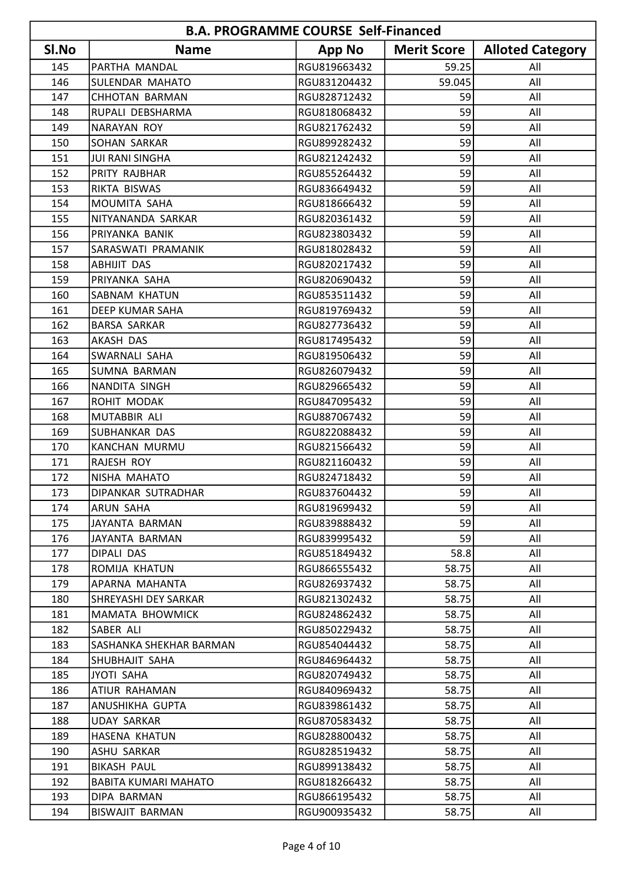| B.A. PROGRAMME COURSE Self-Financed | | | | |
|---|---|---|---|---|
| Sl.No | Name | App No | Merit Score | Alloted Category |
| 145 | PARTHA MANDAL | RGU819663432 | 59.25 | All |
| 146 | SULENDAR MAHATO | RGU831204432 | 59.045 | All |
| 147 | CHHOTAN BARMAN | RGU828712432 | 59 | All |
| 148 | RUPALI DEBSHARMA | RGU818068432 | 59 | All |
| 149 | NARAYAN ROY | RGU821762432 | 59 | All |
| 150 | SOHAN SARKAR | RGU899282432 | 59 | All |
| 151 | JUI RANI SINGHA | RGU821242432 | 59 | All |
| 152 | PRITY RAJBHAR | RGU855264432 | 59 | All |
| 153 | RIKTA BISWAS | RGU836649432 | 59 | All |
| 154 | MOUMITA SAHA | RGU818666432 | 59 | All |
| 155 | NITYANANDA SARKAR | RGU820361432 | 59 | All |
| 156 | PRIYANKA BANIK | RGU823803432 | 59 | All |
| 157 | SARASWATI PRAMANIK | RGU818028432 | 59 | All |
| 158 | ABHIJIT DAS | RGU820217432 | 59 | All |
| 159 | PRIYANKA SAHA | RGU820690432 | 59 | All |
| 160 | SABNAM KHATUN | RGU853511432 | 59 | All |
| 161 | DEEP KUMAR SAHA | RGU819769432 | 59 | All |
| 162 | BARSA SARKAR | RGU827736432 | 59 | All |
| 163 | AKASH DAS | RGU817495432 | 59 | All |
| 164 | SWARNALI SAHA | RGU819506432 | 59 | All |
| 165 | SUMNA BARMAN | RGU826079432 | 59 | All |
| 166 | NANDITA SINGH | RGU829665432 | 59 | All |
| 167 | ROHIT MODAK | RGU847095432 | 59 | All |
| 168 | MUTABBIR ALI | RGU887067432 | 59 | All |
| 169 | SUBHANKAR DAS | RGU822088432 | 59 | All |
| 170 | KANCHAN MURMU | RGU821566432 | 59 | All |
| 171 | RAJESH ROY | RGU821160432 | 59 | All |
| 172 | NISHA MAHATO | RGU824718432 | 59 | All |
| 173 | DIPANKAR SUTRADHAR | RGU837604432 | 59 | All |
| 174 | ARUN SAHA | RGU819699432 | 59 | All |
| 175 | JAYANTA BARMAN | RGU839888432 | 59 | All |
| 176 | JAYANTA BARMAN | RGU839995432 | 59 | All |
| 177 | DIPALI DAS | RGU851849432 | 58.8 | All |
| 178 | ROMIJA KHATUN | RGU866555432 | 58.75 | All |
| 179 | APARNA MAHANTA | RGU826937432 | 58.75 | All |
| 180 | SHREYASHI DEY SARKAR | RGU821302432 | 58.75 | All |
| 181 | MAMATA BHOWMICK | RGU824862432 | 58.75 | All |
| 182 | SABER ALI | RGU850229432 | 58.75 | All |
| 183 | SASHANKA SHEKHAR BARMAN | RGU854044432 | 58.75 | All |
| 184 | SHUBHAJIT SAHA | RGU846964432 | 58.75 | All |
| 185 | JYOTI SAHA | RGU820749432 | 58.75 | All |
| 186 | ATIUR RAHAMAN | RGU840969432 | 58.75 | All |
| 187 | ANUSHIKHA GUPTA | RGU839861432 | 58.75 | All |
| 188 | UDAY SARKAR | RGU870583432 | 58.75 | All |
| 189 | HASENA KHATUN | RGU828800432 | 58.75 | All |
| 190 | ASHU SARKAR | RGU828519432 | 58.75 | All |
| 191 | BIKASH PAUL | RGU899138432 | 58.75 | All |
| 192 | BABITA KUMARI MAHATO | RGU818266432 | 58.75 | All |
| 193 | DIPA BARMAN | RGU866195432 | 58.75 | All |
| 194 | BISWAJIT BARMAN | RGU900935432 | 58.75 | All |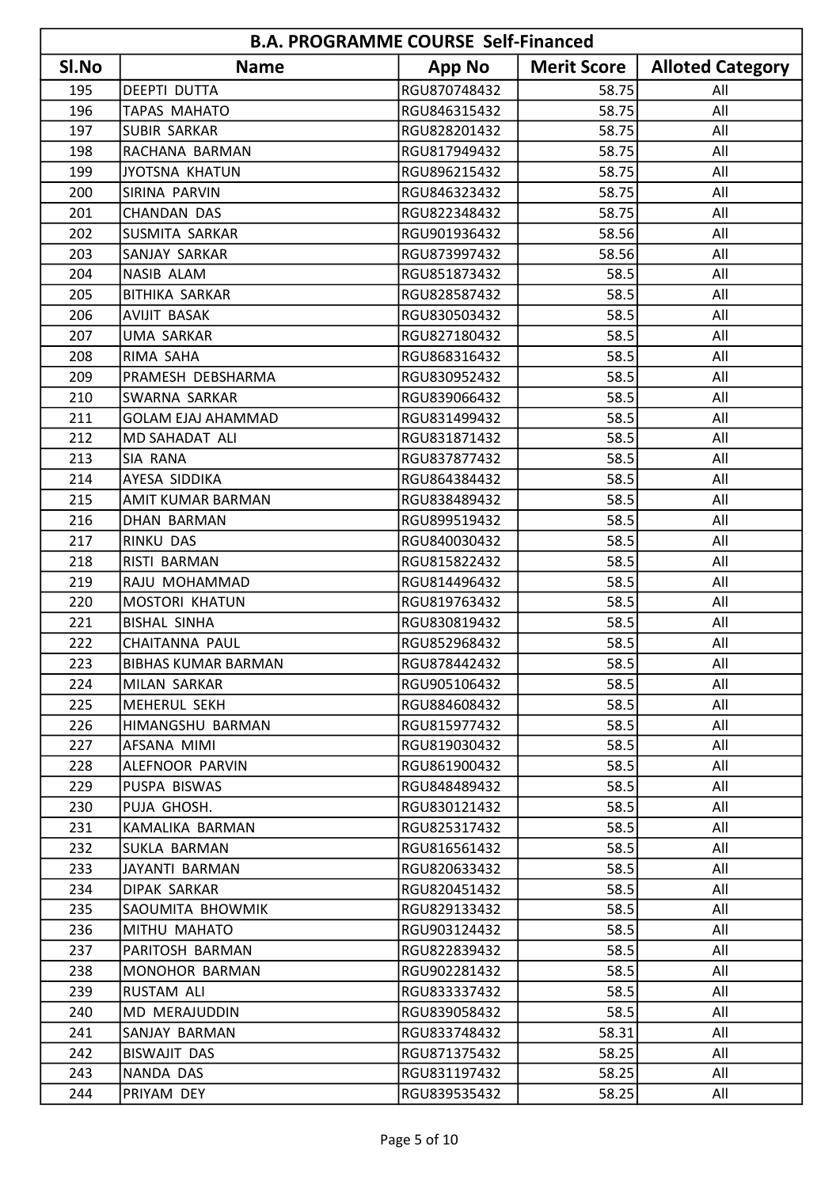| B.A. PROGRAMME COURSE Self-Financed | | | | |
|---|---|---|---|---|
| Sl.No | Name | App No | Merit Score | Alloted Category |
| 195 | DEEPTI DUTTA | RGU870748432 | 58.75 | All |
| 196 | TAPAS MAHATO | RGU846315432 | 58.75 | All |
| 197 | SUBIR SARKAR | RGU828201432 | 58.75 | All |
| 198 | RACHANA BARMAN | RGU817949432 | 58.75 | All |
| 199 | JYOTSNA KHATUN | RGU896215432 | 58.75 | All |
| 200 | SIRINA PARVIN | RGU846323432 | 58.75 | All |
| 201 | CHANDAN DAS | RGU822348432 | 58.75 | All |
| 202 | SUSMITA SARKAR | RGU901936432 | 58.56 | All |
| 203 | SANJAY SARKAR | RGU873997432 | 58.56 | All |
| 204 | NASIB ALAM | RGU851873432 | 58.5 | All |
| 205 | BITHIKA SARKAR | RGU828587432 | 58.5 | All |
| 206 | AVIJIT BASAK | RGU830503432 | 58.5 | All |
| 207 | UMA SARKAR | RGU827180432 | 58.5 | All |
| 208 | RIMA SAHA | RGU868316432 | 58.5 | All |
| 209 | PRAMESH DEBSHARMA | RGU830952432 | 58.5 | All |
| 210 | SWARNA SARKAR | RGU839066432 | 58.5 | All |
| 211 | GOLAM EJAJ AHAMMAD | RGU831499432 | 58.5 | All |
| 212 | MD SAHADAT ALI | RGU831871432 | 58.5 | All |
| 213 | SIA RANA | RGU837877432 | 58.5 | All |
| 214 | AYESA SIDDIKA | RGU864384432 | 58.5 | All |
| 215 | AMIT KUMAR BARMAN | RGU838489432 | 58.5 | All |
| 216 | DHAN BARMAN | RGU899519432 | 58.5 | All |
| 217 | RINKU DAS | RGU840030432 | 58.5 | All |
| 218 | RISTI BARMAN | RGU815822432 | 58.5 | All |
| 219 | RAJU MOHAMMAD | RGU814496432 | 58.5 | All |
| 220 | MOSTORI KHATUN | RGU819763432 | 58.5 | All |
| 221 | BISHAL SINHA | RGU830819432 | 58.5 | All |
| 222 | CHAITANNA PAUL | RGU852968432 | 58.5 | All |
| 223 | BIBHAS KUMAR BARMAN | RGU878442432 | 58.5 | All |
| 224 | MILAN SARKAR | RGU905106432 | 58.5 | All |
| 225 | MEHERUL SEKH | RGU884608432 | 58.5 | All |
| 226 | HIMANGSHU BARMAN | RGU815977432 | 58.5 | All |
| 227 | AFSANA MIMI | RGU819030432 | 58.5 | All |
| 228 | ALEFNOOR PARVIN | RGU861900432 | 58.5 | All |
| 229 | PUSPA BISWAS | RGU848489432 | 58.5 | All |
| 230 | PUJA GHOSH. | RGU830121432 | 58.5 | All |
| 231 | KAMALIKA BARMAN | RGU825317432 | 58.5 | All |
| 232 | SUKLA BARMAN | RGU816561432 | 58.5 | All |
| 233 | JAYANTI BARMAN | RGU820633432 | 58.5 | All |
| 234 | DIPAK SARKAR | RGU820451432 | 58.5 | All |
| 235 | SAOUMITA BHOWMIK | RGU829133432 | 58.5 | All |
| 236 | MITHU MAHATO | RGU903124432 | 58.5 | All |
| 237 | PARITOSH BARMAN | RGU822839432 | 58.5 | All |
| 238 | MONOHOR BARMAN | RGU902281432 | 58.5 | All |
| 239 | RUSTAM ALI | RGU833337432 | 58.5 | All |
| 240 | MD MERAJUDDIN | RGU839058432 | 58.5 | All |
| 241 | SANJAY BARMAN | RGU833748432 | 58.31 | All |
| 242 | BISWAJIT DAS | RGU871375432 | 58.25 | All |
| 243 | NANDA DAS | RGU831197432 | 58.25 | All |
| 244 | PRIYAM DEY | RGU839535432 | 58.25 | All |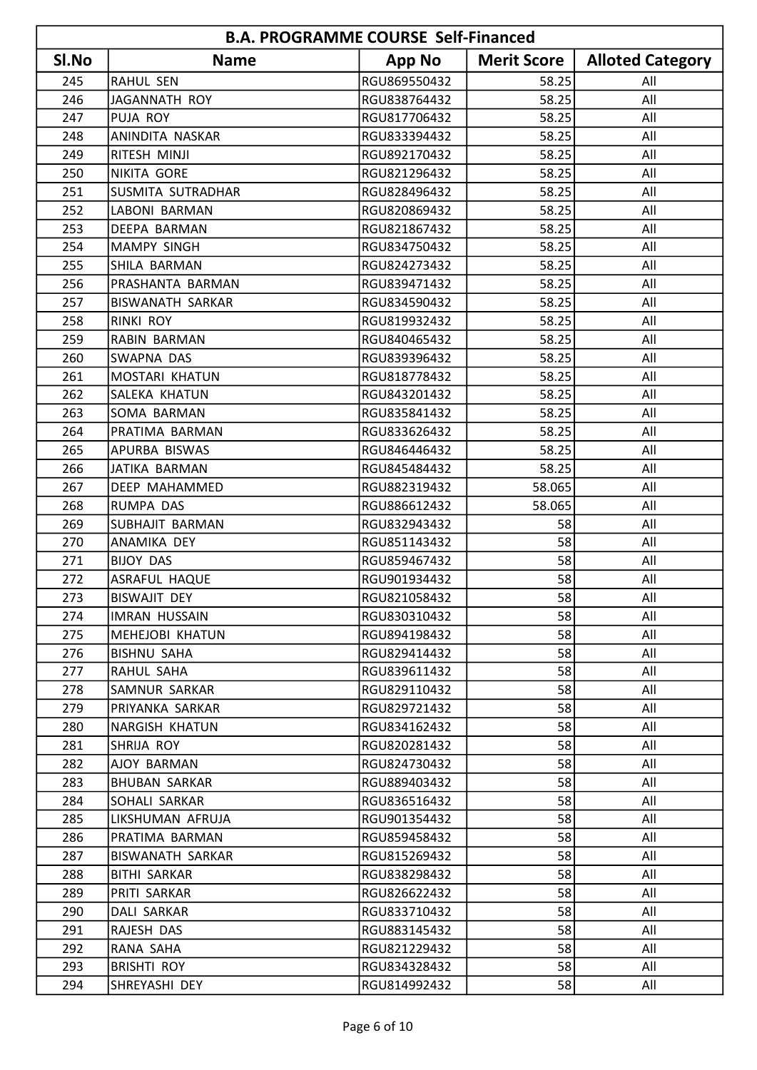| B.A. PROGRAMME COURSE Self-Financed | | | | |
|---|---|---|---|---|
| Sl.No | Name | App No | Merit Score | Alloted Category |
| 245 | RAHUL SEN | RGU869550432 | 58.25 | All |
| 246 | JAGANNATH ROY | RGU838764432 | 58.25 | All |
| 247 | PUJA ROY | RGU817706432 | 58.25 | All |
| 248 | ANINDITA NASKAR | RGU833394432 | 58.25 | All |
| 249 | RITESH MINJI | RGU892170432 | 58.25 | All |
| 250 | NIKITA GORE | RGU821296432 | 58.25 | All |
| 251 | SUSMITA SUTRADHAR | RGU828496432 | 58.25 | All |
| 252 | LABONI BARMAN | RGU820869432 | 58.25 | All |
| 253 | DEEPA BARMAN | RGU821867432 | 58.25 | All |
| 254 | MAMPY SINGH | RGU834750432 | 58.25 | All |
| 255 | SHILA BARMAN | RGU824273432 | 58.25 | All |
| 256 | PRASHANTA BARMAN | RGU839471432 | 58.25 | All |
| 257 | BISWANATH SARKAR | RGU834590432 | 58.25 | All |
| 258 | RINKI ROY | RGU819932432 | 58.25 | All |
| 259 | RABIN BARMAN | RGU840465432 | 58.25 | All |
| 260 | SWAPNA DAS | RGU839396432 | 58.25 | All |
| 261 | MOSTARI KHATUN | RGU818778432 | 58.25 | All |
| 262 | SALEKA KHATUN | RGU843201432 | 58.25 | All |
| 263 | SOMA BARMAN | RGU835841432 | 58.25 | All |
| 264 | PRATIMA BARMAN | RGU833626432 | 58.25 | All |
| 265 | APURBA BISWAS | RGU846446432 | 58.25 | All |
| 266 | JATIKA BARMAN | RGU845484432 | 58.25 | All |
| 267 | DEEP MAHAMMED | RGU882319432 | 58.065 | All |
| 268 | RUMPA DAS | RGU886612432 | 58.065 | All |
| 269 | SUBHAJIT BARMAN | RGU832943432 | 58 | All |
| 270 | ANAMIKA DEY | RGU851143432 | 58 | All |
| 271 | BIJOY DAS | RGU859467432 | 58 | All |
| 272 | ASRAFUL HAQUE | RGU901934432 | 58 | All |
| 273 | BISWAJIT DEY | RGU821058432 | 58 | All |
| 274 | IMRAN HUSSAIN | RGU830310432 | 58 | All |
| 275 | MEHEJOBI KHATUN | RGU894198432 | 58 | All |
| 276 | BISHNU SAHA | RGU829414432 | 58 | All |
| 277 | RAHUL SAHA | RGU839611432 | 58 | All |
| 278 | SAMNUR SARKAR | RGU829110432 | 58 | All |
| 279 | PRIYANKA SARKAR | RGU829721432 | 58 | All |
| 280 | NARGISH KHATUN | RGU834162432 | 58 | All |
| 281 | SHRIJA ROY | RGU820281432 | 58 | All |
| 282 | AJOY BARMAN | RGU824730432 | 58 | All |
| 283 | BHUBAN SARKAR | RGU889403432 | 58 | All |
| 284 | SOHALI SARKAR | RGU836516432 | 58 | All |
| 285 | LIKSHUMAN AFRUJA | RGU901354432 | 58 | All |
| 286 | PRATIMA BARMAN | RGU859458432 | 58 | All |
| 287 | BISWANATH SARKAR | RGU815269432 | 58 | All |
| 288 | BITHI SARKAR | RGU838298432 | 58 | All |
| 289 | PRITI SARKAR | RGU826622432 | 58 | All |
| 290 | DALI SARKAR | RGU833710432 | 58 | All |
| 291 | RAJESH DAS | RGU883145432 | 58 | All |
| 292 | RANA SAHA | RGU821229432 | 58 | All |
| 293 | BRISHTI ROY | RGU834328432 | 58 | All |
| 294 | SHREYASHI DEY | RGU814992432 | 58 | All |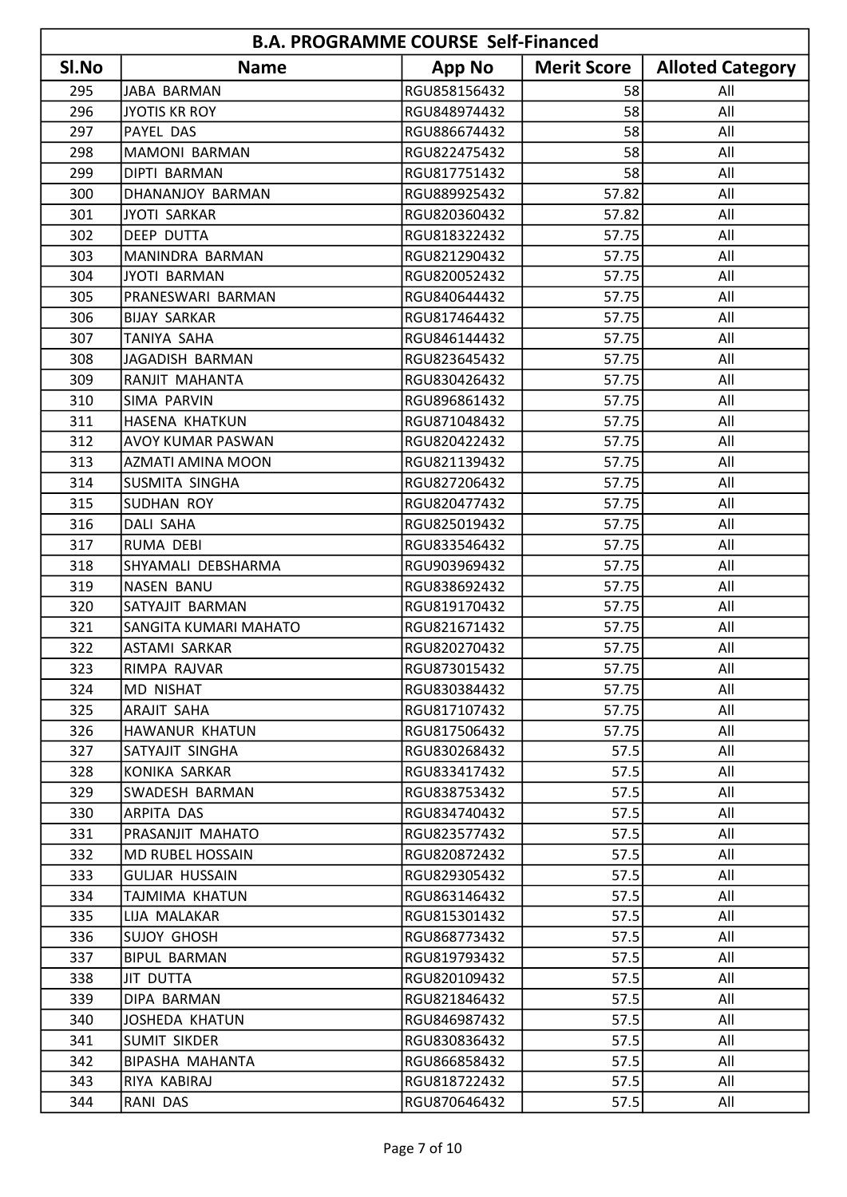| B.A. PROGRAMME COURSE Self-Financed | | | | |
|---|---|---|---|---|
| Sl.No | Name | App No | Merit Score | Alloted Category |
| 295 | JABA BARMAN | RGU858156432 | 58 | All |
| 296 | JYOTIS KR ROY | RGU848974432 | 58 | All |
| 297 | PAYEL DAS | RGU886674432 | 58 | All |
| 298 | MAMONI BARMAN | RGU822475432 | 58 | All |
| 299 | DIPTI BARMAN | RGU817751432 | 58 | All |
| 300 | DHANANJOY BARMAN | RGU889925432 | 57.82 | All |
| 301 | JYOTI SARKAR | RGU820360432 | 57.82 | All |
| 302 | DEEP DUTTA | RGU818322432 | 57.75 | All |
| 303 | MANINDRA BARMAN | RGU821290432 | 57.75 | All |
| 304 | JYOTI BARMAN | RGU820052432 | 57.75 | All |
| 305 | PRANESWARI BARMAN | RGU840644432 | 57.75 | All |
| 306 | BIJAY SARKAR | RGU817464432 | 57.75 | All |
| 307 | TANIYA SAHA | RGU846144432 | 57.75 | All |
| 308 | JAGADISH BARMAN | RGU823645432 | 57.75 | All |
| 309 | RANJIT MAHANTA | RGU830426432 | 57.75 | All |
| 310 | SIMA PARVIN | RGU896861432 | 57.75 | All |
| 311 | HASENA KHATKUN | RGU871048432 | 57.75 | All |
| 312 | AVOY KUMAR PASWAN | RGU820422432 | 57.75 | All |
| 313 | AZMATI AMINA MOON | RGU821139432 | 57.75 | All |
| 314 | SUSMITA SINGHA | RGU827206432 | 57.75 | All |
| 315 | SUDHAN ROY | RGU820477432 | 57.75 | All |
| 316 | DALI SAHA | RGU825019432 | 57.75 | All |
| 317 | RUMA DEBI | RGU833546432 | 57.75 | All |
| 318 | SHYAMALI DEBSHARMA | RGU903969432 | 57.75 | All |
| 319 | NASEN BANU | RGU838692432 | 57.75 | All |
| 320 | SATYAJIT BARMAN | RGU819170432 | 57.75 | All |
| 321 | SANGITA KUMARI MAHATO | RGU821671432 | 57.75 | All |
| 322 | ASTAMI SARKAR | RGU820270432 | 57.75 | All |
| 323 | RIMPA RAJVAR | RGU873015432 | 57.75 | All |
| 324 | MD NISHAT | RGU830384432 | 57.75 | All |
| 325 | ARAJIT SAHA | RGU817107432 | 57.75 | All |
| 326 | HAWANUR KHATUN | RGU817506432 | 57.75 | All |
| 327 | SATYAJIT SINGHA | RGU830268432 | 57.5 | All |
| 328 | KONIKA SARKAR | RGU833417432 | 57.5 | All |
| 329 | SWADESH BARMAN | RGU838753432 | 57.5 | All |
| 330 | ARPITA DAS | RGU834740432 | 57.5 | All |
| 331 | PRASANJIT MAHATO | RGU823577432 | 57.5 | All |
| 332 | MD RUBEL HOSSAIN | RGU820872432 | 57.5 | All |
| 333 | GULJAR HUSSAIN | RGU829305432 | 57.5 | All |
| 334 | TAJMIMA KHATUN | RGU863146432 | 57.5 | All |
| 335 | LIJA MALAKAR | RGU815301432 | 57.5 | All |
| 336 | SUJOY GHOSH | RGU868773432 | 57.5 | All |
| 337 | BIPUL BARMAN | RGU819793432 | 57.5 | All |
| 338 | JIT DUTTA | RGU820109432 | 57.5 | All |
| 339 | DIPA BARMAN | RGU821846432 | 57.5 | All |
| 340 | JOSHEDA KHATUN | RGU846987432 | 57.5 | All |
| 341 | SUMIT SIKDER | RGU830836432 | 57.5 | All |
| 342 | BIPASHA MAHANTA | RGU866858432 | 57.5 | All |
| 343 | RIYA KABIRAJ | RGU818722432 | 57.5 | All |
| 344 | RANI DAS | RGU870646432 | 57.5 | All |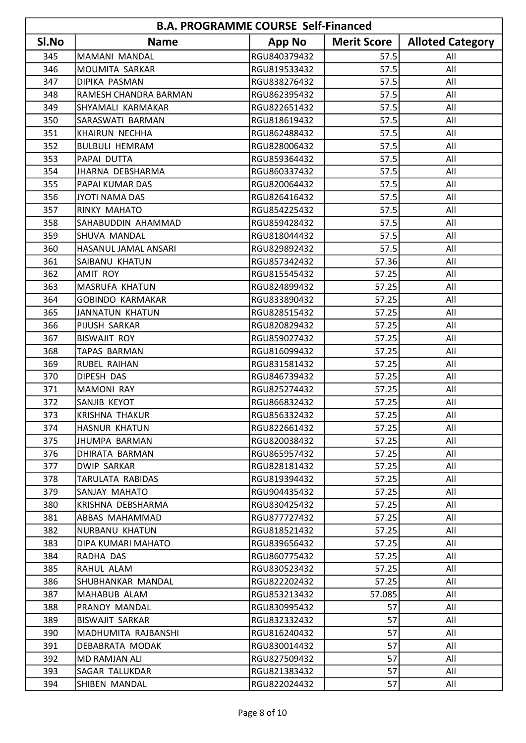| B.A. PROGRAMME COURSE Self-Financed | | | | |
|---|---|---|---|---|
| Sl.No | Name | App No | Merit Score | Alloted Category |
| 345 | MAMANI MANDAL | RGU840379432 | 57.5 | All |
| 346 | MOUMITA SARKAR | RGU819533432 | 57.5 | All |
| 347 | DIPIKA PASMAN | RGU838276432 | 57.5 | All |
| 348 | RAMESH CHANDRA BARMAN | RGU862395432 | 57.5 | All |
| 349 | SHYAMALI KARMAKAR | RGU822651432 | 57.5 | All |
| 350 | SARASWATI BARMAN | RGU818619432 | 57.5 | All |
| 351 | KHAIRUN NECHHA | RGU862488432 | 57.5 | All |
| 352 | BULBULI HEMRAM | RGU828006432 | 57.5 | All |
| 353 | PAPAI DUTTA | RGU859364432 | 57.5 | All |
| 354 | JHARNA DEBSHARMA | RGU860337432 | 57.5 | All |
| 355 | PAPAI KUMAR DAS | RGU820064432 | 57.5 | All |
| 356 | JYOTI NAMA DAS | RGU826416432 | 57.5 | All |
| 357 | RINKY MAHATO | RGU854225432 | 57.5 | All |
| 358 | SAHABUDDIN AHAMMAD | RGU859428432 | 57.5 | All |
| 359 | SHUVA MANDAL | RGU818044432 | 57.5 | All |
| 360 | HASANUL JAMAL ANSARI | RGU829892432 | 57.5 | All |
| 361 | SAIBANU KHATUN | RGU857342432 | 57.36 | All |
| 362 | AMIT ROY | RGU815545432 | 57.25 | All |
| 363 | MASRUFA KHATUN | RGU824899432 | 57.25 | All |
| 364 | GOBINDO KARMAKAR | RGU833890432 | 57.25 | All |
| 365 | JANNATUN KHATUN | RGU828515432 | 57.25 | All |
| 366 | PIJUSH SARKAR | RGU820829432 | 57.25 | All |
| 367 | BISWAJIT ROY | RGU859027432 | 57.25 | All |
| 368 | TAPAS BARMAN | RGU816099432 | 57.25 | All |
| 369 | RUBEL RAIHAN | RGU831581432 | 57.25 | All |
| 370 | DIPESH DAS | RGU846739432 | 57.25 | All |
| 371 | MAMONI RAY | RGU825274432 | 57.25 | All |
| 372 | SANJIB KEYOT | RGU866832432 | 57.25 | All |
| 373 | KRISHNA THAKUR | RGU856332432 | 57.25 | All |
| 374 | HASNUR KHATUN | RGU822661432 | 57.25 | All |
| 375 | JHUMPA BARMAN | RGU820038432 | 57.25 | All |
| 376 | DHIRATA BARMAN | RGU865957432 | 57.25 | All |
| 377 | DWIP SARKAR | RGU828181432 | 57.25 | All |
| 378 | TARULATA RABIDAS | RGU819394432 | 57.25 | All |
| 379 | SANJAY MAHATO | RGU904435432 | 57.25 | All |
| 380 | KRISHNA DEBSHARMA | RGU830425432 | 57.25 | All |
| 381 | ABBAS MAHAMMAD | RGU877727432 | 57.25 | All |
| 382 | NURBANU KHATUN | RGU818521432 | 57.25 | All |
| 383 | DIPA KUMARI MAHATO | RGU839656432 | 57.25 | All |
| 384 | RADHA DAS | RGU860775432 | 57.25 | All |
| 385 | RAHUL ALAM | RGU830523432 | 57.25 | All |
| 386 | SHUBHANKAR MANDAL | RGU822202432 | 57.25 | All |
| 387 | MAHABUB ALAM | RGU853213432 | 57.085 | All |
| 388 | PRANOY MANDAL | RGU830995432 | 57 | All |
| 389 | BISWAJIT SARKAR | RGU832332432 | 57 | All |
| 390 | MADHUMITA RAJBANSHI | RGU816240432 | 57 | All |
| 391 | DEBABRATA MODAK | RGU830014432 | 57 | All |
| 392 | MD RAMJAN ALI | RGU827509432 | 57 | All |
| 393 | SAGAR TALUKDAR | RGU821383432 | 57 | All |
| 394 | SHIBEN MANDAL | RGU822024432 | 57 | All |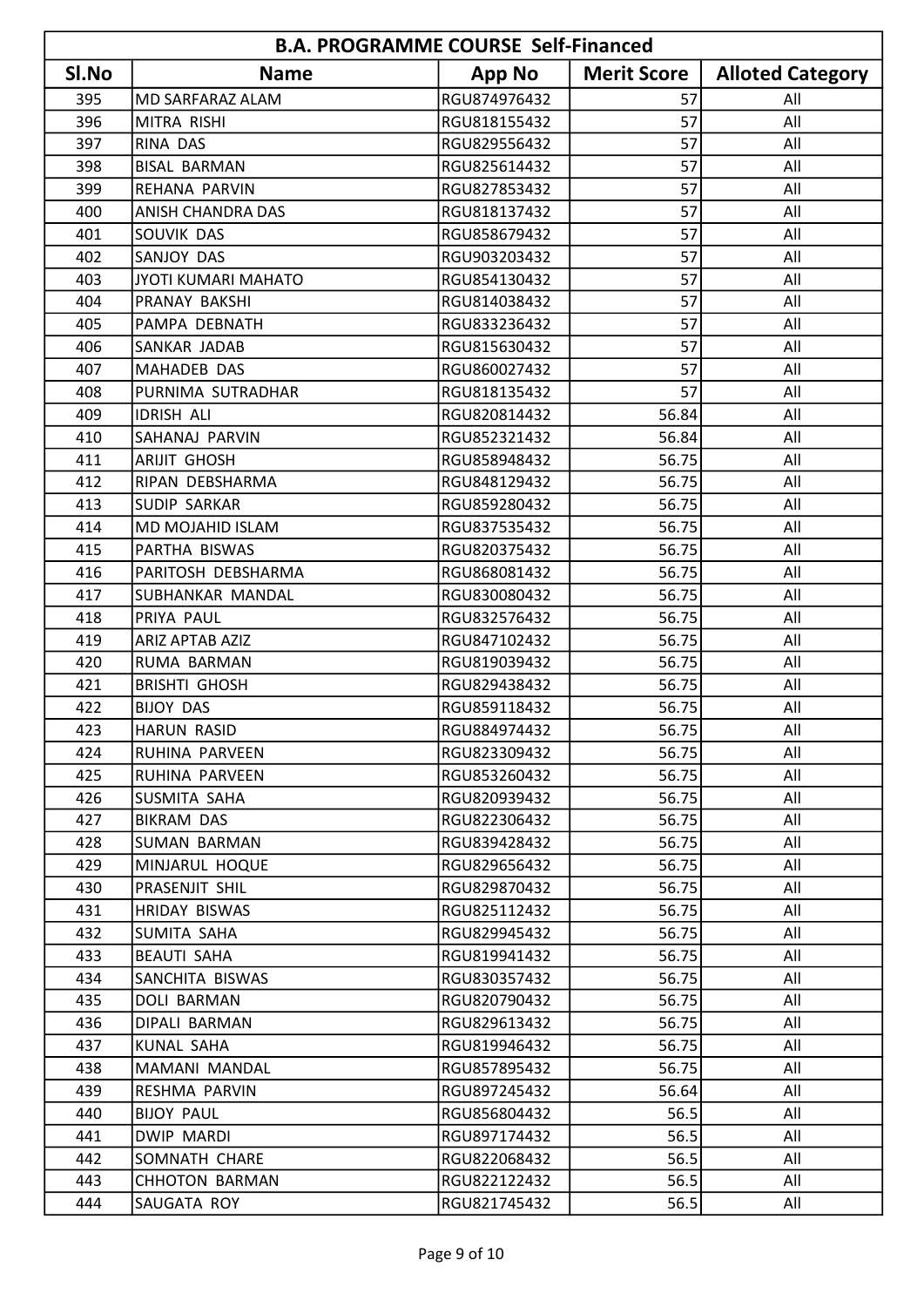| B.A. PROGRAMME COURSE Self-Financed | | | | |
|---|---|---|---|---|
| Sl.No | Name | App No | Merit Score | Alloted Category |
| 395 | MD SARFARAZ ALAM | RGU874976432 | 57 | All |
| 396 | MITRA RISHI | RGU818155432 | 57 | All |
| 397 | RINA DAS | RGU829556432 | 57 | All |
| 398 | BISAL BARMAN | RGU825614432 | 57 | All |
| 399 | REHANA PARVIN | RGU827853432 | 57 | All |
| 400 | ANISH CHANDRA DAS | RGU818137432 | 57 | All |
| 401 | SOUVIK DAS | RGU858679432 | 57 | All |
| 402 | SANJOY DAS | RGU903203432 | 57 | All |
| 403 | JYOTI KUMARI MAHATO | RGU854130432 | 57 | All |
| 404 | PRANAY BAKSHI | RGU814038432 | 57 | All |
| 405 | PAMPA DEBNATH | RGU833236432 | 57 | All |
| 406 | SANKAR JADAB | RGU815630432 | 57 | All |
| 407 | MAHADEB DAS | RGU860027432 | 57 | All |
| 408 | PURNIMA SUTRADHAR | RGU818135432 | 57 | All |
| 409 | IDRISH ALI | RGU820814432 | 56.84 | All |
| 410 | SAHANAJ PARVIN | RGU852321432 | 56.84 | All |
| 411 | ARIJIT GHOSH | RGU858948432 | 56.75 | All |
| 412 | RIPAN DEBSHARMA | RGU848129432 | 56.75 | All |
| 413 | SUDIP SARKAR | RGU859280432 | 56.75 | All |
| 414 | MD MOJAHID ISLAM | RGU837535432 | 56.75 | All |
| 415 | PARTHA BISWAS | RGU820375432 | 56.75 | All |
| 416 | PARITOSH DEBSHARMA | RGU868081432 | 56.75 | All |
| 417 | SUBHANKAR MANDAL | RGU830080432 | 56.75 | All |
| 418 | PRIYA PAUL | RGU832576432 | 56.75 | All |
| 419 | ARIZ APTAB AZIZ | RGU847102432 | 56.75 | All |
| 420 | RUMA BARMAN | RGU819039432 | 56.75 | All |
| 421 | BRISHTI GHOSH | RGU829438432 | 56.75 | All |
| 422 | BIJOY DAS | RGU859118432 | 56.75 | All |
| 423 | HARUN RASID | RGU884974432 | 56.75 | All |
| 424 | RUHINA PARVEEN | RGU823309432 | 56.75 | All |
| 425 | RUHINA PARVEEN | RGU853260432 | 56.75 | All |
| 426 | SUSMITA SAHA | RGU820939432 | 56.75 | All |
| 427 | BIKRAM DAS | RGU822306432 | 56.75 | All |
| 428 | SUMAN BARMAN | RGU839428432 | 56.75 | All |
| 429 | MINJARUL HOQUE | RGU829656432 | 56.75 | All |
| 430 | PRASENJIT SHIL | RGU829870432 | 56.75 | All |
| 431 | HRIDAY BISWAS | RGU825112432 | 56.75 | All |
| 432 | SUMITA SAHA | RGU829945432 | 56.75 | All |
| 433 | BEAUTI SAHA | RGU819941432 | 56.75 | All |
| 434 | SANCHITA BISWAS | RGU830357432 | 56.75 | All |
| 435 | DOLI BARMAN | RGU820790432 | 56.75 | All |
| 436 | DIPALI BARMAN | RGU829613432 | 56.75 | All |
| 437 | KUNAL SAHA | RGU819946432 | 56.75 | All |
| 438 | MAMANI MANDAL | RGU857895432 | 56.75 | All |
| 439 | RESHMA PARVIN | RGU897245432 | 56.64 | All |
| 440 | BIJOY PAUL | RGU856804432 | 56.5 | All |
| 441 | DWIP MARDI | RGU897174432 | 56.5 | All |
| 442 | SOMNATH CHARE | RGU822068432 | 56.5 | All |
| 443 | CHHOTON BARMAN | RGU822122432 | 56.5 | All |
| 444 | SAUGATA ROY | RGU821745432 | 56.5 | All |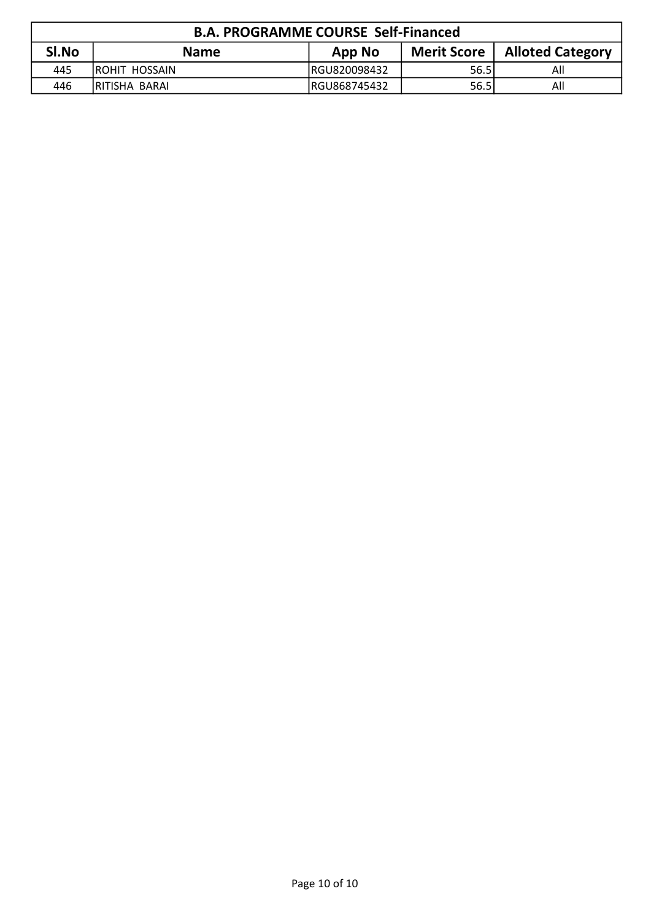| B.A. PROGRAMME COURSE Self-Financed | | | | |
|---|---|---|---|---|
| Sl.No | Name | App No | Merit Score | Alloted Category |
| 445 | ROHIT HOSSAIN | RGU820098432 | 56.5 | All |
| 446 | RITISHA BARAI | RGU868745432 | 56.5 | All |